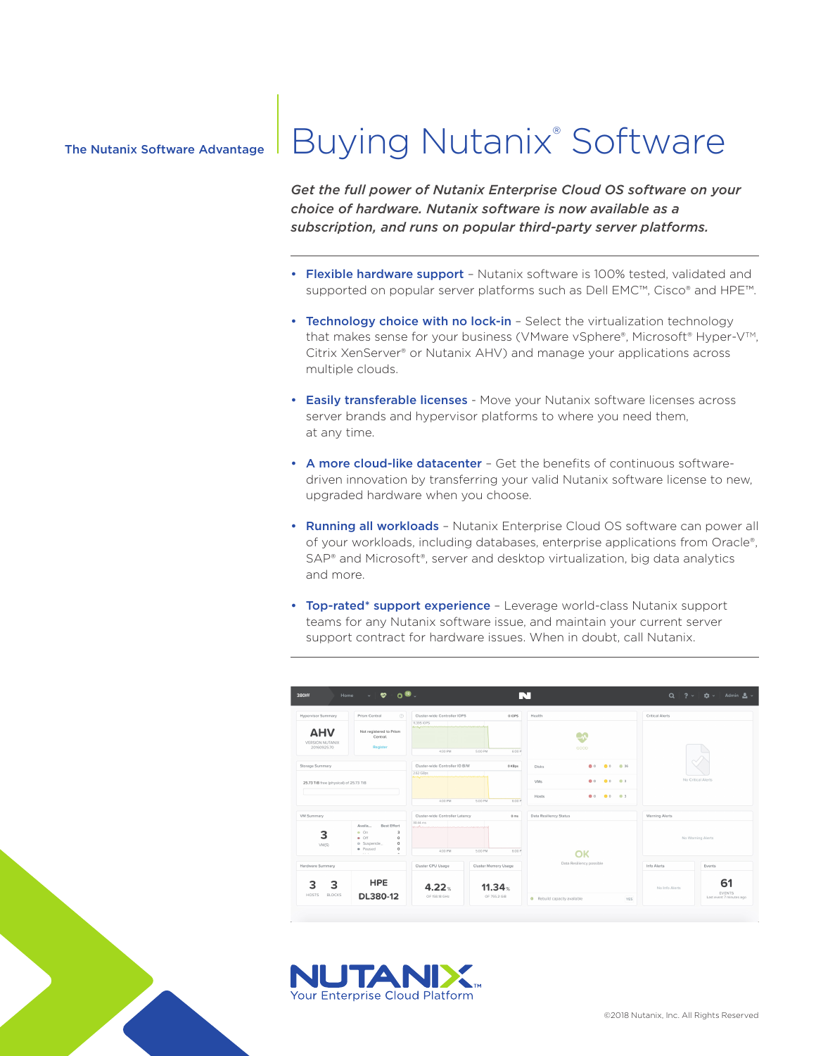The Nutanix Software Advantage

# Buying Nutanix® Software

*Get the full power of Nutanix Enterprise Cloud OS software on your choice of hardware. Nutanix software is now available as a subscription, and runs on popular third-party server platforms.*

- **Flexible hardware support** – Nutanix software is 100% tested, validated and supported on popular server platforms such as Dell EMC™, Cisco® and HPE™.
- **Technology choice with no lock-in** – Select the virtualization technology that makes sense for your business (VMware vSphere®, Microsoft® Hyper-V™, Citrix XenServer® or Nutanix AHV) and manage your applications across multiple clouds.
- **Easily transferable licenses** - Move your Nutanix software licenses across server brands and hypervisor platforms to where you need them, at any time.
- **A more cloud-like datacenter** – Get the benefits of continuous software-driven innovation by transferring your valid Nutanix software license to new, upgraded hardware when you choose.
- **Running all workloads** – Nutanix Enterprise Cloud OS software can power all of your workloads, including databases, enterprise applications from Oracle®, SAP® and Microsoft®, server and desktop virtualization, big data analytics and more.
- **Top-rated* support experience** – Leverage world-class Nutanix support teams for any Nutanix software issue, and maintain your current server support contract for hardware issues. When in doubt, call Nutanix.

NUTANIX™
Your Enterprise Cloud Platform

©2018 Nutanix, Inc. All Rights Reserved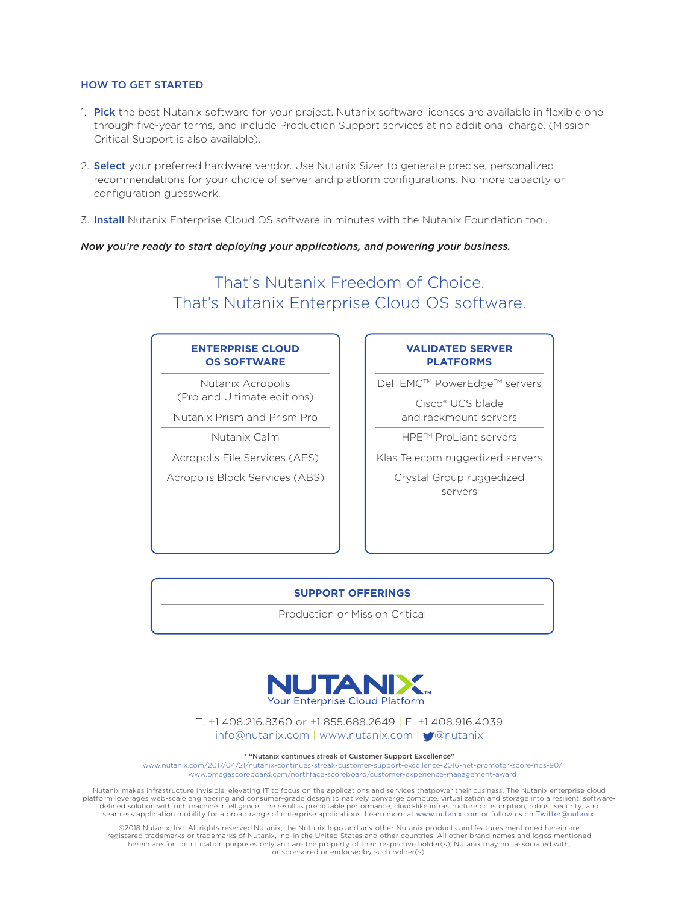## HOW TO GET STARTED

1. **Pick** the best Nutanix software for your project. Nutanix software licenses are available in flexible one through five-year terms, and include Production Support services at no additional charge. (Mission Critical Support is also available).

2. **Select** your preferred hardware vendor. Use Nutanix Sizer to generate precise, personalized recommendations for your choice of server and platform configurations. No more capacity or configuration guesswork.

3. **Install** Nutanix Enterprise Cloud OS software in minutes with the Nutanix Foundation tool.

***Now you're ready to start deploying your applications, and powering your business.***

## That's Nutanix Freedom of Choice.
## That's Nutanix Enterprise Cloud OS software.

| ENTERPRISE CLOUD OS SOFTWARE | VALIDATED SERVER PLATFORMS |
|---|---|
| Nutanix Acropolis (Pro and Ultimate editions) | Dell EMC™ PowerEdge™ servers |
| Nutanix Prism and Prism Pro | Cisco® UCS blade and rackmount servers |
| Nutanix Calm | HPE™ ProLiant servers |
| Acropolis File Services (AFS) | Klas Telecom ruggedized servers |
| Acropolis Block Services (ABS) | Crystal Group ruggedized servers |

| SUPPORT OFFERINGS |
|---|
| Production or Mission Critical |

NUTANIX™
Your Enterprise Cloud Platform

T. +1 408.216.8360 or +1 855.688.2649 | F. +1 408.916.4039
info@nutanix.com | www.nutanix.com | @nutanix

* **"Nutanix continues streak of Customer Support Excellence"**
www.nutanix.com/2017/04/21/nutanix-continues-streak-customer-support-excellence-2016-net-promoter-score-nps-90/
www.omegascoreboard.com/northface-scoreboard/customer-experience-management-award

Nutanix makes infrastructure invisible, elevating IT to focus on the applications and services thatpower their business. The Nutanix enterprise cloud platform leverages web-scale engineering and consumer-grade design to natively converge compute, virtualization and storage into a resilient, software-defined solution with rich machine intelligence. The result is predictable performance, cloud-like infrastructure consumption, robust security, and seamless application mobility for a broad range of enterprise applications. Learn more at www.nutanix.com or follow us on Twitter@nutanix.

©2018 Nutanix, Inc. All rights reserved.Nutanix, the Nutanix logo and any other Nutanix products and features mentioned herein are registered trademarks or trademarks of Nutanix, Inc. in the United States and other countries. All other brand names and logos mentioned herein are for identification purposes only and are the property of their respective holder(s), Nutanix may not associated with, or sponsored or endorsedby such holder(s).